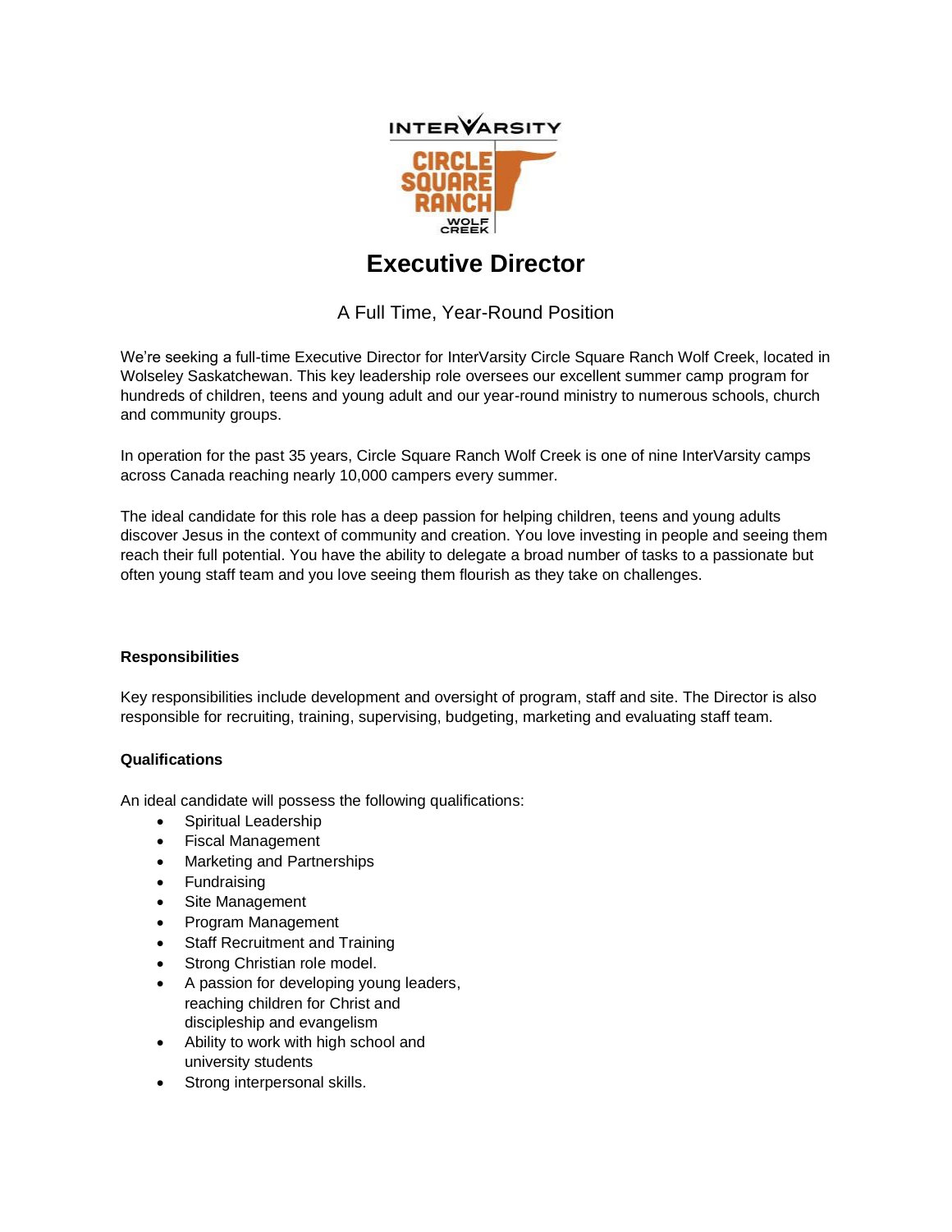# Executive Director

A Full Time, Year-Round Position

We're seeking a full-time Executive Director for InterVarsity Circle Square Ranch Wolf Creek, located in Wolseley Saskatchewan. This key leadership role oversees our excellent summer camp program for hundreds of children, teens and young adult and our year-round ministry to numerous schools, church and community groups.

In operation for the past 35 years, Circle Square Ranch Wolf Creek is one of nine InterVarsity camps across Canada reaching nearly 10,000 campers every summer.

The ideal candidate for this role has a deep passion for helping children, teens and young adults discover Jesus in the context of community and creation. You love investing in people and seeing them reach their full potential. You have the ability to delegate a broad number of tasks to a passionate but often young staff team and you love seeing them flourish as they take on challenges.

**Responsibilities**

Key responsibilities include development and oversight of program, staff and site. The Director is also responsible for recruiting, training, supervising, budgeting, marketing and evaluating staff team.

**Qualifications**

An ideal candidate will possess the following qualifications:

- Spiritual Leadership
- Fiscal Management
- Marketing and Partnerships
- Fundraising
- Site Management
- Program Management
- Staff Recruitment and Training
- Strong Christian role model.
- A passion for developing young leaders, reaching children for Christ and discipleship and evangelism
- Ability to work with high school and university students
- Strong interpersonal skills.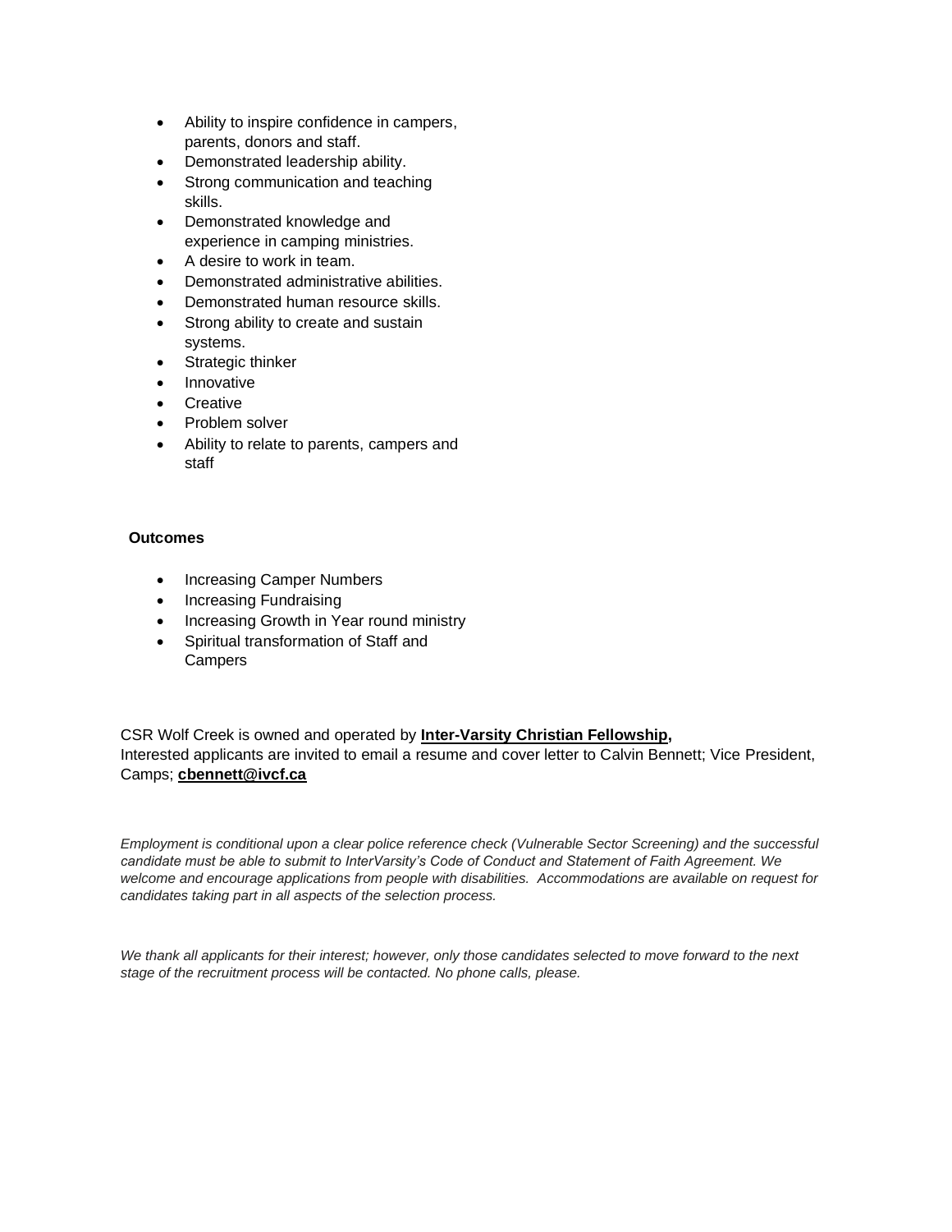- Ability to inspire confidence in campers, parents, donors and staff.
- Demonstrated leadership ability.
- Strong communication and teaching skills.
- Demonstrated knowledge and experience in camping ministries.
- A desire to work in team.
- Demonstrated administrative abilities.
- Demonstrated human resource skills.
- Strong ability to create and sustain systems.
- Strategic thinker
- Innovative
- Creative
- Problem solver
- Ability to relate to parents, campers and staff

**Outcomes**

- Increasing Camper Numbers
- Increasing Fundraising
- Increasing Growth in Year round ministry
- Spiritual transformation of Staff and Campers

CSR Wolf Creek is owned and operated by **Inter-Varsity Christian Fellowship,**
Interested applicants are invited to email a resume and cover letter to Calvin Bennett; Vice President, Camps; **cbennett@ivcf.ca**

*Employment is conditional upon a clear police reference check (Vulnerable Sector Screening) and the successful candidate must be able to submit to InterVarsity's Code of Conduct and Statement of Faith Agreement. We welcome and encourage applications from people with disabilities. Accommodations are available on request for candidates taking part in all aspects of the selection process.*

*We thank all applicants for their interest; however, only those candidates selected to move forward to the next stage of the recruitment process will be contacted. No phone calls, please.*